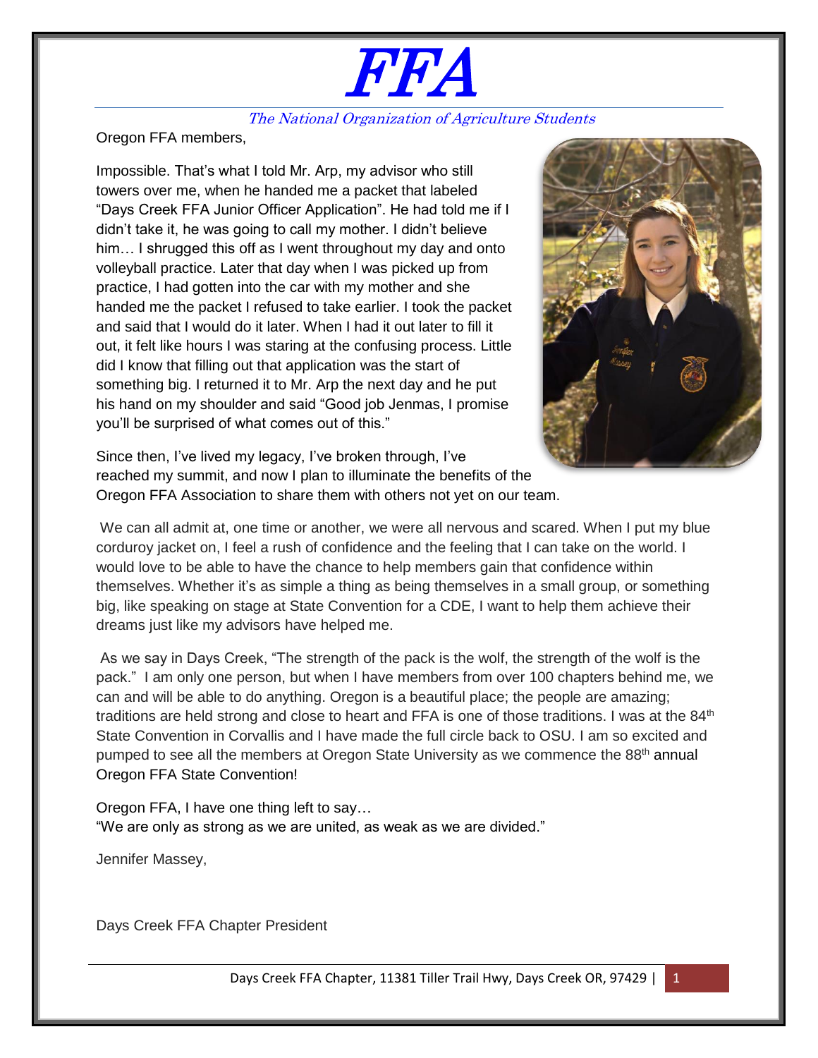# FFA

*The National Organization of Agriculture Students*

Oregon FFA members,

Impossible. That's what I told Mr. Arp, my advisor who still towers over me, when he handed me a packet that labeled "Days Creek FFA Junior Officer Application". He had told me if I didn't take it, he was going to call my mother. I didn't believe him… I shrugged this off as I went throughout my day and onto volleyball practice. Later that day when I was picked up from practice, I had gotten into the car with my mother and she handed me the packet I refused to take earlier. I took the packet and said that I would do it later. When I had it out later to fill it out, it felt like hours I was staring at the confusing process. Little did I know that filling out that application was the start of something big. I returned it to Mr. Arp the next day and he put his hand on my shoulder and said "Good job Jenmas, I promise you'll be surprised of what comes out of this."

Since then, I've lived my legacy, I've broken through, I've reached my summit, and now I plan to illuminate the benefits of the Oregon FFA Association to share them with others not yet on our team.

We can all admit at, one time or another, we were all nervous and scared. When I put my blue corduroy jacket on, I feel a rush of confidence and the feeling that I can take on the world. I would love to be able to have the chance to help members gain that confidence within themselves. Whether it's as simple a thing as being themselves in a small group, or something big, like speaking on stage at State Convention for a CDE, I want to help them achieve their dreams just like my advisors have helped me.

As we say in Days Creek, "The strength of the pack is the wolf, the strength of the wolf is the pack." I am only one person, but when I have members from over 100 chapters behind me, we can and will be able to do anything. Oregon is a beautiful place; the people are amazing; traditions are held strong and close to heart and FFA is one of those traditions. I was at the 84th State Convention in Corvallis and I have made the full circle back to OSU. I am so excited and pumped to see all the members at Oregon State University as we commence the 88th annual Oregon FFA State Convention!

Oregon FFA, I have one thing left to say…
"We are only as strong as we are united, as weak as we are divided."

Jennifer Massey,

Days Creek FFA Chapter President

Days Creek FFA Chapter, 11381 Tiller Trail Hwy, Days Creek OR, 97429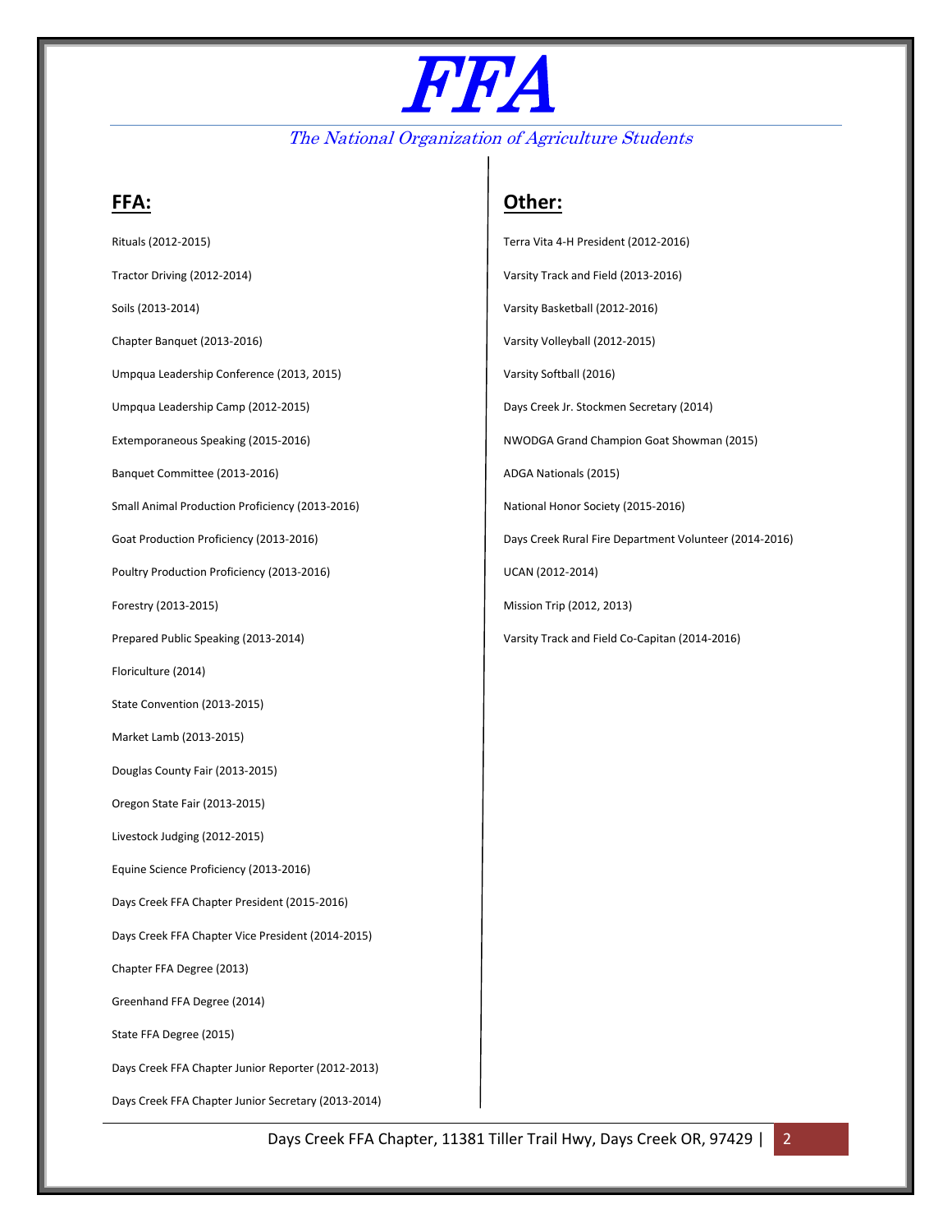# FFA

*The National Organization of Agriculture Students*

## FFA:

Rituals (2012-2015)

Tractor Driving (2012-2014)

Soils (2013-2014)

Chapter Banquet (2013-2016)

Umpqua Leadership Conference (2013, 2015)

Umpqua Leadership Camp (2012-2015)

Extemporaneous Speaking (2015-2016)

Banquet Committee (2013-2016)

Small Animal Production Proficiency (2013-2016)

Goat Production Proficiency (2013-2016)

Poultry Production Proficiency (2013-2016)

Forestry (2013-2015)

Prepared Public Speaking (2013-2014)

Floriculture (2014)

State Convention (2013-2015)

Market Lamb (2013-2015)

Douglas County Fair (2013-2015)

Oregon State Fair (2013-2015)

Livestock Judging (2012-2015)

Equine Science Proficiency (2013-2016)

Days Creek FFA Chapter President (2015-2016)

Days Creek FFA Chapter Vice President (2014-2015)

Chapter FFA Degree (2013)

Greenhand FFA Degree (2014)

State FFA Degree (2015)

Days Creek FFA Chapter Junior Reporter (2012-2013)

Days Creek FFA Chapter Junior Secretary (2013-2014)

## Other:

Terra Vita 4-H President (2012-2016)

Varsity Track and Field (2013-2016)

Varsity Basketball (2012-2016)

Varsity Volleyball (2012-2015)

Varsity Softball (2016)

Days Creek Jr. Stockmen Secretary (2014)

NWODGA Grand Champion Goat Showman (2015)

ADGA Nationals (2015)

National Honor Society (2015-2016)

Days Creek Rural Fire Department Volunteer (2014-2016)

UCAN (2012-2014)

Mission Trip (2012, 2013)

Varsity Track and Field Co-Capitan (2014-2016)

Days Creek FFA Chapter, 11381 Tiller Trail Hwy, Days Creek OR, 97429